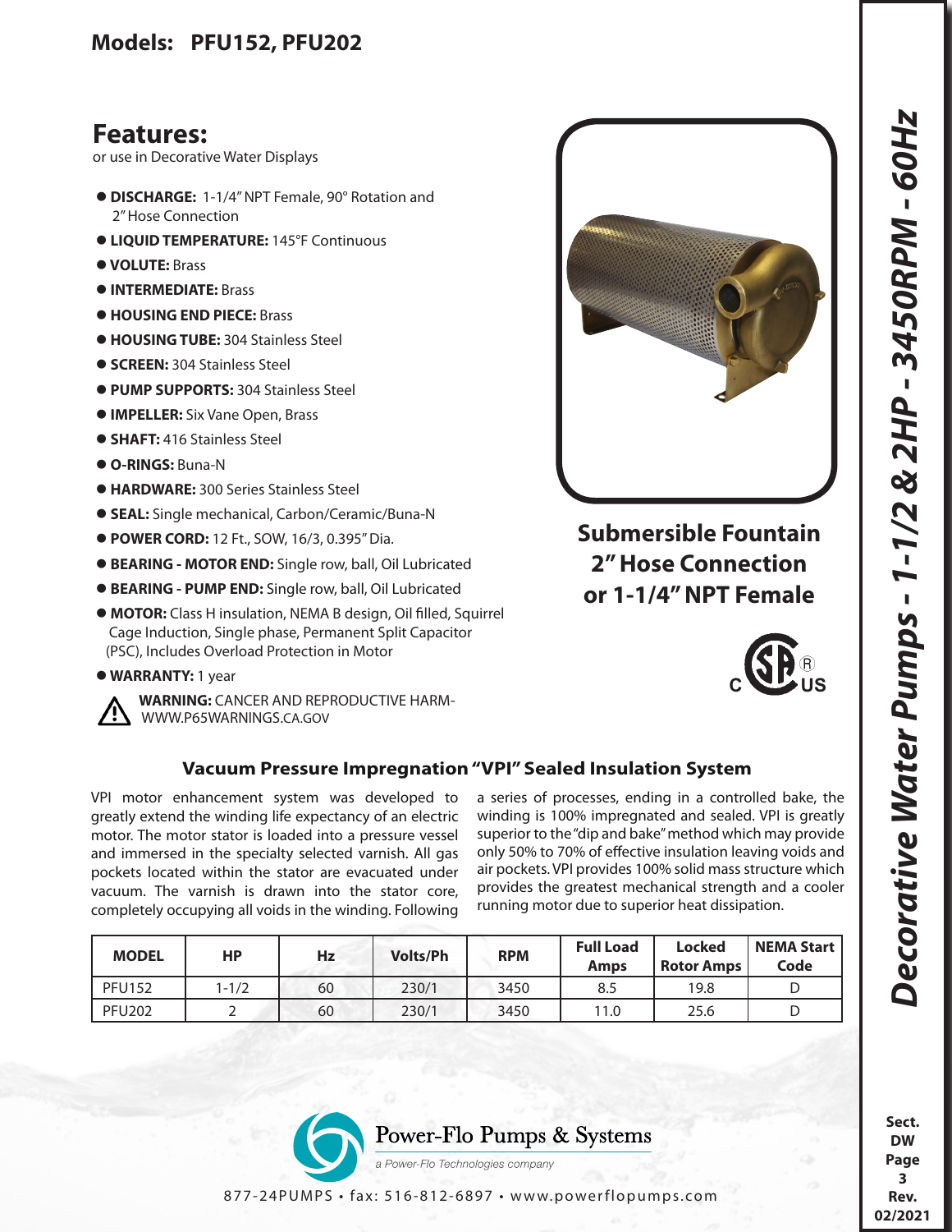## Models: PFU152, PFU202

# Decorative Water Pumps - 1-1/2 & 2HP - 3450RPM - 60Hz

## Features:

or use in Decorative Water Displays

- **DISCHARGE:** 1-1/4" NPT Female, 90° Rotation and 2" Hose Connection
- **LIQUID TEMPERATURE:** 145°F Continuous
- **VOLUTE:** Brass
- **INTERMEDIATE:** Brass
- **HOUSING END PIECE:** Brass
- **HOUSING TUBE:** 304 Stainless Steel
- **SCREEN:** 304 Stainless Steel
- **PUMP SUPPORTS:** 304 Stainless Steel
- **IMPELLER:** Six Vane Open, Brass
- **SHAFT:** 416 Stainless Steel
- **O-RINGS:** Buna-N
- **HARDWARE:** 300 Series Stainless Steel
- **SEAL:** Single mechanical, Carbon/Ceramic/Buna-N
- **POWER CORD:** 12 Ft., SOW, 16/3, 0.395" Dia.
- **BEARING - MOTOR END:** Single row, ball, Oil Lubricated
- **BEARING - PUMP END:** Single row, ball, Oil Lubricated
- **MOTOR:** Class H insulation, NEMA B design, Oil filled, Squirrel Cage Induction, Single phase, Permanent Split Capacitor (PSC), Includes Overload Protection in Motor
- **WARRANTY:** 1 year

**WARNING:** CANCER AND REPRODUCTIVE HARM- WWW.P65WARNINGS.CA.GOV

**Submersible Fountain 2" Hose Connection or 1-1/4" NPT Female**

### Vacuum Pressure Impregnation "VPI" Sealed Insulation System

VPI motor enhancement system was developed to greatly extend the winding life expectancy of an electric motor. The motor stator is loaded into a pressure vessel and immersed in the specialty selected varnish. All gas pockets located within the stator are evacuated under vacuum. The varnish is drawn into the stator core, completely occupying all voids in the winding. Following a series of processes, ending in a controlled bake, the winding is 100% impregnated and sealed. VPI is greatly superior to the "dip and bake" method which may provide only 50% to 70% of effective insulation leaving voids and air pockets. VPI provides 100% solid mass structure which provides the greatest mechanical strength and a cooler running motor due to superior heat dissipation.

| MODEL | HP | Hz | Volts/Ph | RPM | Full Load Amps | Locked Rotor Amps | NEMA Start Code |
|---|---|---|---|---|---|---|---|
| PFU152 | 1-1/2 | 60 | 230/1 | 3450 | 8.5 | 19.8 | D |
| PFU202 | 2 | 60 | 230/1 | 3450 | 11.0 | 25.6 | D |

Power-Flo Pumps & Systems
a Power-Flo Technologies company

877-24PUMPS • fax: 516-812-6897 • www.powerflopumps.com

Sect. DW Page 3 Rev. 02/2021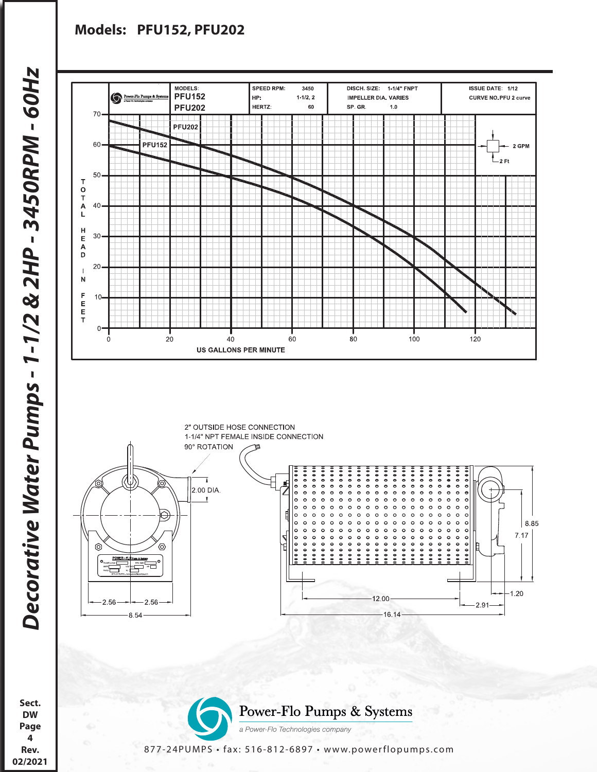# Models: PFU152, PFU202

| | | | | |
|---|---|---|---|---|
| Power-Flo Pumps & Systems | MODELS: PFU152 PFU202 | SPEED RPM: 3450 HP: 1-1/2, 2 HERTZ: 60 | DISCH. SIZE: 1-1/4" FNPT IMPELLER DIA. VARIES SP. GR. 1.0 | ISSUE DATE: 1/12 CURVE NO. PFU 2 curve |

TOTAL HEAD - IN FEET

0 10 20 30 40 50 60 70

US GALLONS PER MINUTE

0 20 40 60 80 100 120

PFU202

PFU152

2 GPM

2 Ft

2" OUTSIDE HOSE CONNECTION
1-1/4" NPT FEMALE INSIDE CONNECTION
90° ROTATION

2.00 DIA.

2.56 2.56

8.54

12.00

16.14

2.91

1.20

7.17

8.85

Decorative Water Pumps - 1-1/2 & 2HP - 3450RPM - 60Hz

Sect. DW
Page 4
Rev. 02/2021

Power-Flo Pumps & Systems
*a Power-Flo Technologies company*

877-24PUMPS • fax: 516-812-6897 • www.powerflopumps.com